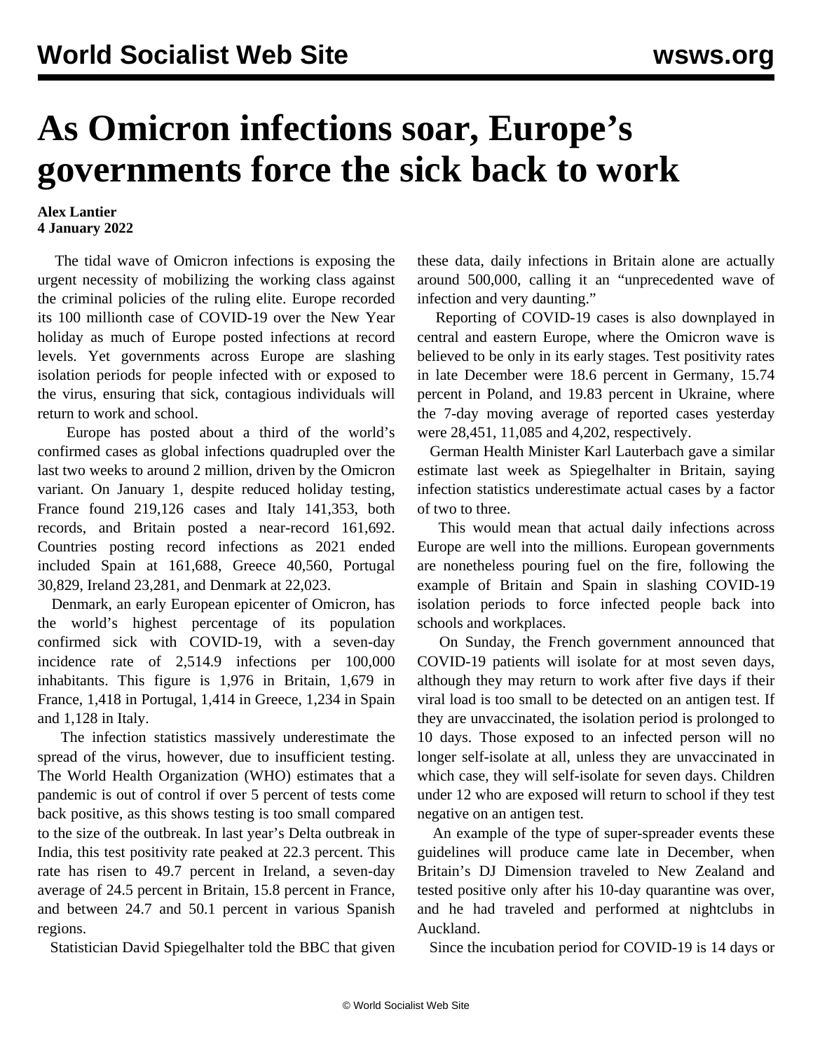# As Omicron infections soar, Europe's governments force the sick back to work

**Alex Lantier**
**4 January 2022**

The tidal wave of Omicron infections is exposing the urgent necessity of mobilizing the working class against the criminal policies of the ruling elite. Europe recorded its 100 millionth case of COVID-19 over the New Year holiday as much of Europe posted infections at record levels. Yet governments across Europe are slashing isolation periods for people infected with or exposed to the virus, ensuring that sick, contagious individuals will return to work and school.

Europe has posted about a third of the world's confirmed cases as global infections quadrupled over the last two weeks to around 2 million, driven by the Omicron variant. On January 1, despite reduced holiday testing, France found 219,126 cases and Italy 141,353, both records, and Britain posted a near-record 161,692. Countries posting record infections as 2021 ended included Spain at 161,688, Greece 40,560, Portugal 30,829, Ireland 23,281, and Denmark at 22,023.

Denmark, an early European epicenter of Omicron, has the world's highest percentage of its population confirmed sick with COVID-19, with a seven-day incidence rate of 2,514.9 infections per 100,000 inhabitants. This figure is 1,976 in Britain, 1,679 in France, 1,418 in Portugal, 1,414 in Greece, 1,234 in Spain and 1,128 in Italy.

The infection statistics massively underestimate the spread of the virus, however, due to insufficient testing. The World Health Organization (WHO) estimates that a pandemic is out of control if over 5 percent of tests come back positive, as this shows testing is too small compared to the size of the outbreak. In last year's Delta outbreak in India, this test positivity rate peaked at 22.3 percent. This rate has risen to 49.7 percent in Ireland, a seven-day average of 24.5 percent in Britain, 15.8 percent in France, and between 24.7 and 50.1 percent in various Spanish regions.

Statistician David Spiegelhalter told the BBC that given these data, daily infections in Britain alone are actually around 500,000, calling it an "unprecedented wave of infection and very daunting."

Reporting of COVID-19 cases is also downplayed in central and eastern Europe, where the Omicron wave is believed to be only in its early stages. Test positivity rates in late December were 18.6 percent in Germany, 15.74 percent in Poland, and 19.83 percent in Ukraine, where the 7-day moving average of reported cases yesterday were 28,451, 11,085 and 4,202, respectively.

German Health Minister Karl Lauterbach gave a similar estimate last week as Spiegelhalter in Britain, saying infection statistics underestimate actual cases by a factor of two to three.

This would mean that actual daily infections across Europe are well into the millions. European governments are nonetheless pouring fuel on the fire, following the example of Britain and Spain in slashing COVID-19 isolation periods to force infected people back into schools and workplaces.

On Sunday, the French government announced that COVID-19 patients will isolate for at most seven days, although they may return to work after five days if their viral load is too small to be detected on an antigen test. If they are unvaccinated, the isolation period is prolonged to 10 days. Those exposed to an infected person will no longer self-isolate at all, unless they are unvaccinated in which case, they will self-isolate for seven days. Children under 12 who are exposed will return to school if they test negative on an antigen test.

An example of the type of super-spreader events these guidelines will produce came late in December, when Britain's DJ Dimension traveled to New Zealand and tested positive only after his 10-day quarantine was over, and he had traveled and performed at nightclubs in Auckland.

Since the incubation period for COVID-19 is 14 days or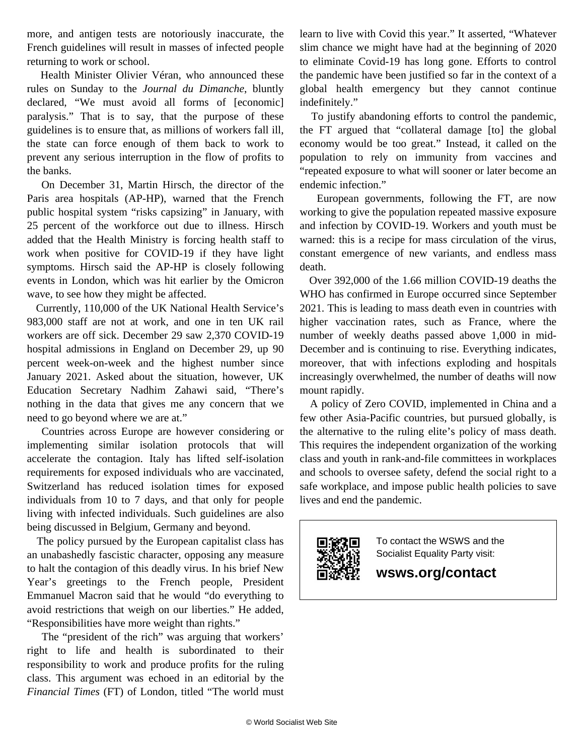more, and antigen tests are notoriously inaccurate, the French guidelines will result in masses of infected people returning to work or school.

Health Minister Olivier Véran, who announced these rules on Sunday to the *Journal du Dimanche*, bluntly declared, "We must avoid all forms of [economic] paralysis." That is to say, that the purpose of these guidelines is to ensure that, as millions of workers fall ill, the state can force enough of them back to work to prevent any serious interruption in the flow of profits to the banks.

On December 31, Martin Hirsch, the director of the Paris area hospitals (AP-HP), warned that the French public hospital system "risks capsizing" in January, with 25 percent of the workforce out due to illness. Hirsch added that the Health Ministry is forcing health staff to work when positive for COVID-19 if they have light symptoms. Hirsch said the AP-HP is closely following events in London, which was hit earlier by the Omicron wave, to see how they might be affected.

Currently, 110,000 of the UK National Health Service's 983,000 staff are not at work, and one in ten UK rail workers are off sick. December 29 saw 2,370 COVID-19 hospital admissions in England on December 29, up 90 percent week-on-week and the highest number since January 2021. Asked about the situation, however, UK Education Secretary Nadhim Zahawi said, "There's nothing in the data that gives me any concern that we need to go beyond where we are at."

Countries across Europe are however considering or implementing similar isolation protocols that will accelerate the contagion. Italy has lifted self-isolation requirements for exposed individuals who are vaccinated, Switzerland has reduced isolation times for exposed individuals from 10 to 7 days, and that only for people living with infected individuals. Such guidelines are also being discussed in Belgium, Germany and beyond.

The policy pursued by the European capitalist class has an unabashedly fascistic character, opposing any measure to halt the contagion of this deadly virus. In his brief New Year's greetings to the French people, President Emmanuel Macron said that he would "do everything to avoid restrictions that weigh on our liberties." He added, "Responsibilities have more weight than rights."

The "president of the rich" was arguing that workers' right to life and health is subordinated to their responsibility to work and produce profits for the ruling class. This argument was echoed in an editorial by the *Financial Times* (FT) of London, titled "The world must learn to live with Covid this year." It asserted, "Whatever slim chance we might have had at the beginning of 2020 to eliminate Covid-19 has long gone. Efforts to control the pandemic have been justified so far in the context of a global health emergency but they cannot continue indefinitely."

To justify abandoning efforts to control the pandemic, the FT argued that "collateral damage [to] the global economy would be too great." Instead, it called on the population to rely on immunity from vaccines and "repeated exposure to what will sooner or later become an endemic infection."

European governments, following the FT, are now working to give the population repeated massive exposure and infection by COVID-19. Workers and youth must be warned: this is a recipe for mass circulation of the virus, constant emergence of new variants, and endless mass death.

Over 392,000 of the 1.66 million COVID-19 deaths the WHO has confirmed in Europe occurred since September 2021. This is leading to mass death even in countries with higher vaccination rates, such as France, where the number of weekly deaths passed above 1,000 in mid-December and is continuing to rise. Everything indicates, moreover, that with infections exploding and hospitals increasingly overwhelmed, the number of deaths will now mount rapidly.

A policy of Zero COVID, implemented in China and a few other Asia-Pacific countries, but pursued globally, is the alternative to the ruling elite's policy of mass death. This requires the independent organization of the working class and youth in rank-and-file committees in workplaces and schools to oversee safety, defend the social right to a safe workplace, and impose public health policies to save lives and end the pandemic.

To contact the WSWS and the Socialist Equality Party visit:

**wsws.org/contact**